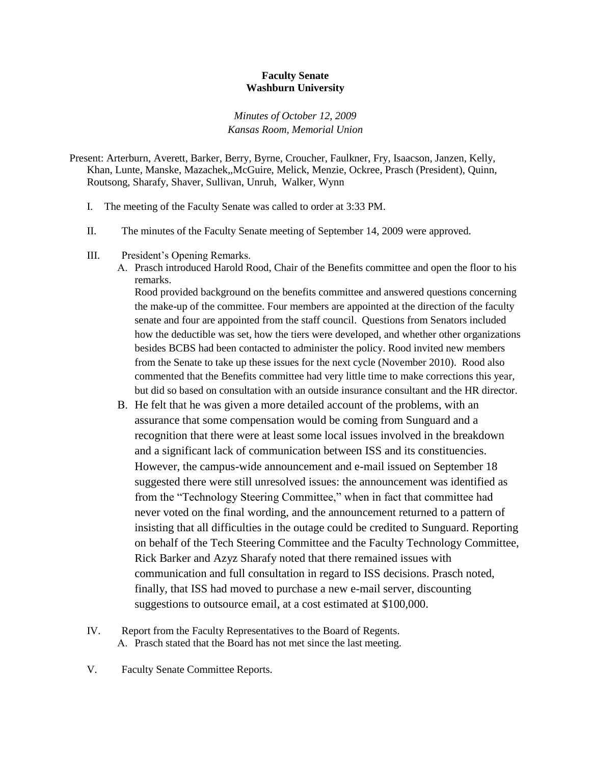**Faculty Senate**
**Washburn University**

*Minutes of October 12, 2009*
*Kansas Room, Memorial Union*

Present: Arterburn, Averett, Barker, Berry, Byrne, Croucher, Faulkner, Fry, Isaacson, Janzen, Kelly, Khan, Lunte, Manske, Mazachek,,McGuire, Melick, Menzie, Ockree, Prasch (President), Quinn, Routsong, Sharafy, Shaver, Sullivan, Unruh, Walker, Wynn

I. The meeting of the Faculty Senate was called to order at 3:33 PM.

II. The minutes of the Faculty Senate meeting of September 14, 2009 were approved.

III. President's Opening Remarks.

A. Prasch introduced Harold Rood, Chair of the Benefits committee and open the floor to his remarks.
Rood provided background on the benefits committee and answered questions concerning the make-up of the committee. Four members are appointed at the direction of the faculty senate and four are appointed from the staff council. Questions from Senators included how the deductible was set, how the tiers were developed, and whether other organizations besides BCBS had been contacted to administer the policy. Rood invited new members from the Senate to take up these issues for the next cycle (November 2010). Rood also commented that the Benefits committee had very little time to make corrections this year, but did so based on consultation with an outside insurance consultant and the HR director.

B. He felt that he was given a more detailed account of the problems, with an assurance that some compensation would be coming from Sunguard and a recognition that there were at least some local issues involved in the breakdown and a significant lack of communication between ISS and its constituencies. However, the campus-wide announcement and e-mail issued on September 18 suggested there were still unresolved issues: the announcement was identified as from the "Technology Steering Committee," when in fact that committee had never voted on the final wording, and the announcement returned to a pattern of insisting that all difficulties in the outage could be credited to Sunguard. Reporting on behalf of the Tech Steering Committee and the Faculty Technology Committee, Rick Barker and Azyz Sharafy noted that there remained issues with communication and full consultation in regard to ISS decisions. Prasch noted, finally, that ISS had moved to purchase a new e-mail server, discounting suggestions to outsource email, at a cost estimated at $100,000.

IV. Report from the Faculty Representatives to the Board of Regents.

A. Prasch stated that the Board has not met since the last meeting.

V. Faculty Senate Committee Reports.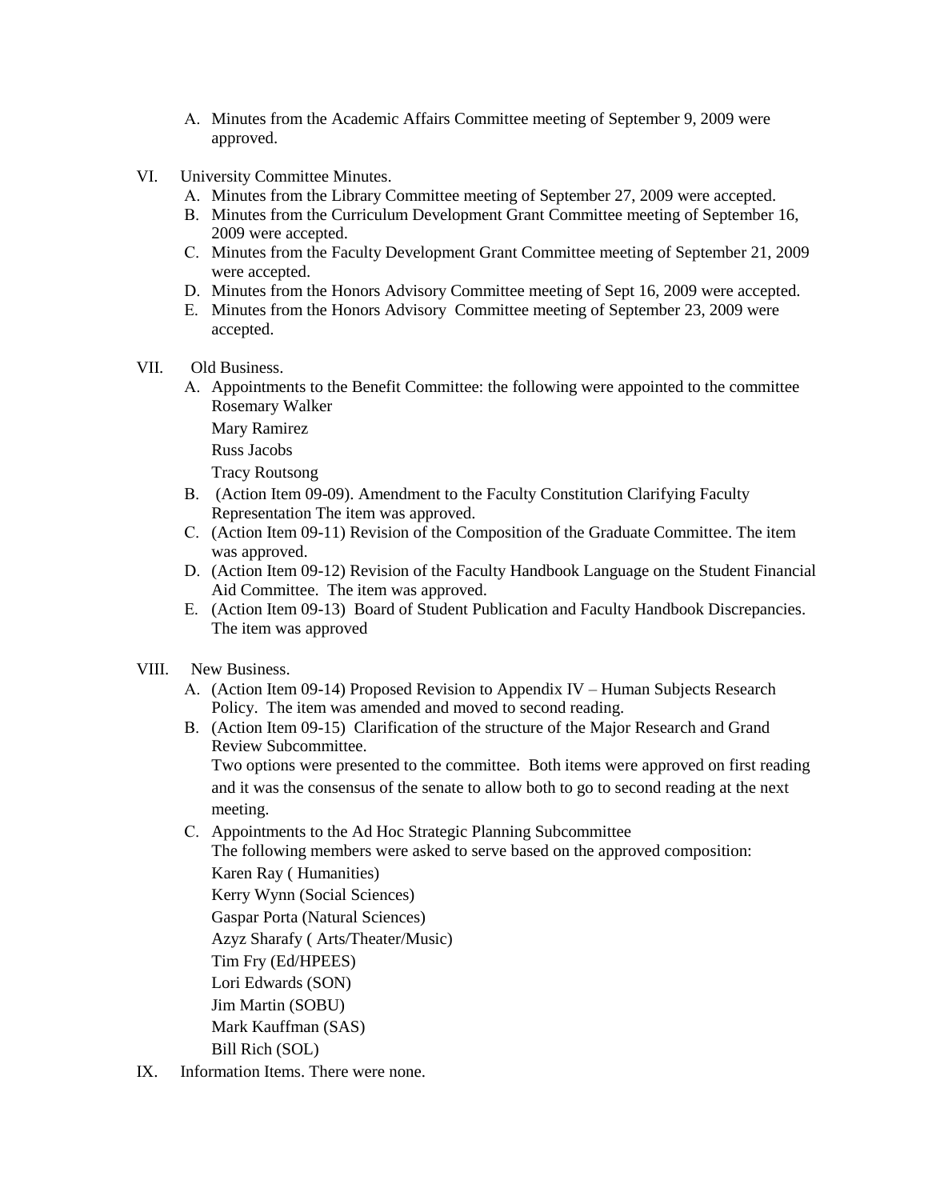A. Minutes from the Academic Affairs Committee meeting of September 9, 2009 were approved.

VI. University Committee Minutes.

A. Minutes from the Library Committee meeting of September 27, 2009 were accepted.
B. Minutes from the Curriculum Development Grant Committee meeting of September 16, 2009 were accepted.
C. Minutes from the Faculty Development Grant Committee meeting of September 21, 2009 were accepted.
D. Minutes from the Honors Advisory Committee meeting of Sept 16, 2009 were accepted.
E. Minutes from the Honors Advisory Committee meeting of September 23, 2009 were accepted.

VII. Old Business.

A. Appointments to the Benefit Committee: the following were appointed to the committee
   Rosemary Walker
   Mary Ramirez
   Russ Jacobs
   Tracy Routsong
B. (Action Item 09-09). Amendment to the Faculty Constitution Clarifying Faculty Representation The item was approved.
C. (Action Item 09-11) Revision of the Composition of the Graduate Committee. The item was approved.
D. (Action Item 09-12) Revision of the Faculty Handbook Language on the Student Financial Aid Committee. The item was approved.
E. (Action Item 09-13) Board of Student Publication and Faculty Handbook Discrepancies. The item was approved

VIII. New Business.

A. (Action Item 09-14) Proposed Revision to Appendix IV – Human Subjects Research Policy. The item was amended and moved to second reading.
B. (Action Item 09-15) Clarification of the structure of the Major Research and Grand Review Subcommittee.
   Two options were presented to the committee. Both items were approved on first reading and it was the consensus of the senate to allow both to go to second reading at the next meeting.
C. Appointments to the Ad Hoc Strategic Planning Subcommittee
   The following members were asked to serve based on the approved composition:
   Karen Ray ( Humanities)
   Kerry Wynn (Social Sciences)
   Gaspar Porta (Natural Sciences)
   Azyz Sharafy ( Arts/Theater/Music)
   Tim Fry (Ed/HPEES)
   Lori Edwards (SON)
   Jim Martin (SOBU)
   Mark Kauffman (SAS)
   Bill Rich (SOL)

IX. Information Items. There were none.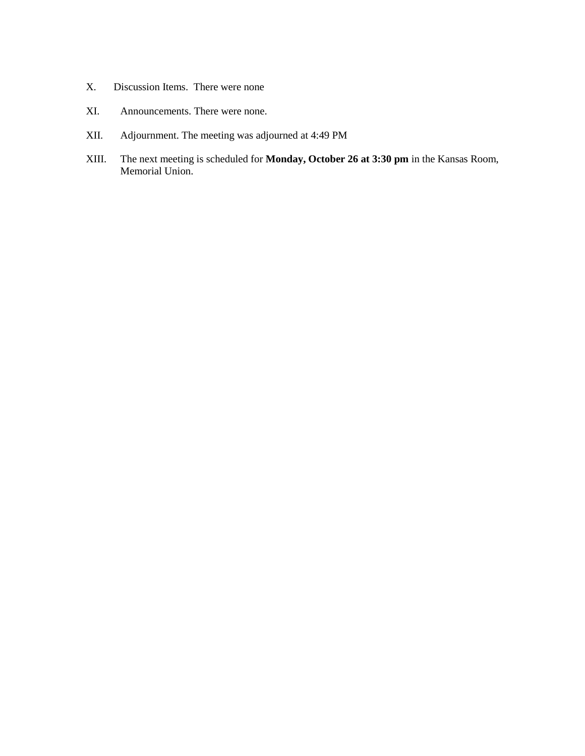X. Discussion Items. There were none

XI. Announcements. There were none.

XII. Adjournment. The meeting was adjourned at 4:49 PM

XIII. The next meeting is scheduled for **Monday, October 26 at 3:30 pm** in the Kansas Room, Memorial Union.